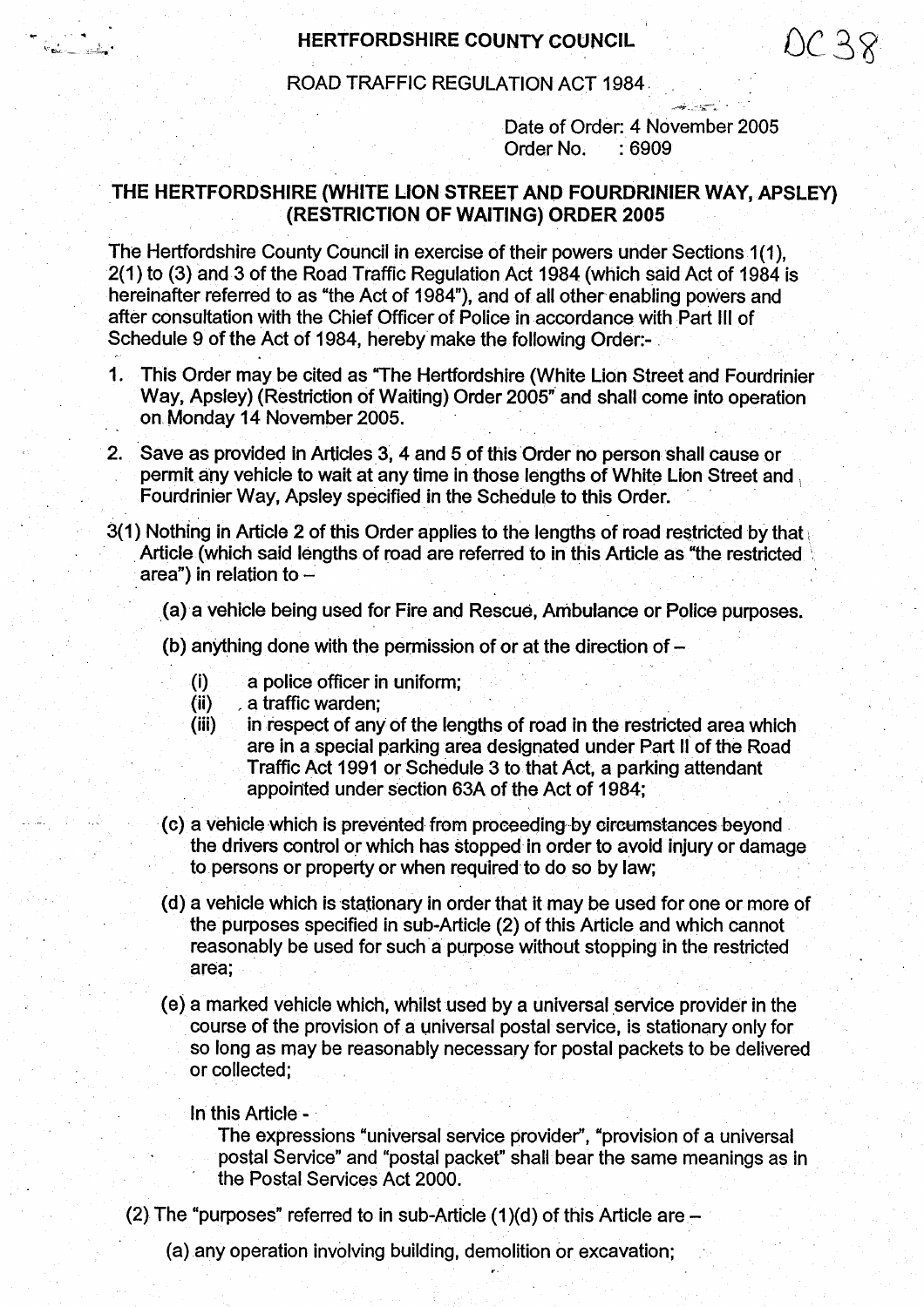HERTFORDSHIRE COUNTY COUNCIL

DC 38

ROAD TRAFFIC REGULATION ACT 1984

Date of Order: 4 November 2005
Order No. : 6909

# THE HERTFORDSHIRE (WHITE LION STREET AND FOURDRINIER WAY, APSLEY) (RESTRICTION OF WAITING) ORDER 2005

The Hertfordshire County Council in exercise of their powers under Sections 1(1), 2(1) to (3) and 3 of the Road Traffic Regulation Act 1984 (which said Act of 1984 is hereinafter referred to as "the Act of 1984"), and of all other enabling powers and after consultation with the Chief Officer of Police in accordance with Part III of Schedule 9 of the Act of 1984, hereby make the following Order:-

1. This Order may be cited as "The Hertfordshire (White Lion Street and Fourdrinier Way, Apsley) (Restriction of Waiting) Order 2005" and shall come into operation on Monday 14 November 2005.

2. Save as provided in Articles 3, 4 and 5 of this Order no person shall cause or permit any vehicle to wait at any time in those lengths of White Lion Street and Fourdrinier Way, Apsley specified in the Schedule to this Order.

3(1) Nothing in Article 2 of this Order applies to the lengths of road restricted by that Article (which said lengths of road are referred to in this Article as "the restricted area") in relation to –

(a) a vehicle being used for Fire and Rescue, Ambulance or Police purposes.

(b) anything done with the permission of or at the direction of –

- (i) a police officer in uniform;
- (ii) a traffic warden;
- (iii) in respect of any of the lengths of road in the restricted area which are in a special parking area designated under Part II of the Road Traffic Act 1991 or Schedule 3 to that Act, a parking attendant appointed under section 63A of the Act of 1984;

(c) a vehicle which is prevented from proceeding by circumstances beyond the drivers control or which has stopped in order to avoid injury or damage to persons or property or when required to do so by law;

(d) a vehicle which is stationary in order that it may be used for one or more of the purposes specified in sub-Article (2) of this Article and which cannot reasonably be used for such a purpose without stopping in the restricted area;

(e) a marked vehicle which, whilst used by a universal service provider in the course of the provision of a universal postal service, is stationary only for so long as may be reasonably necessary for postal packets to be delivered or collected;

In this Article -

The expressions "universal service provider", "provision of a universal postal Service" and "postal packet" shall bear the same meanings as in the Postal Services Act 2000.

(2) The "purposes" referred to in sub-Article (1)(d) of this Article are –

(a) any operation involving building, demolition or excavation;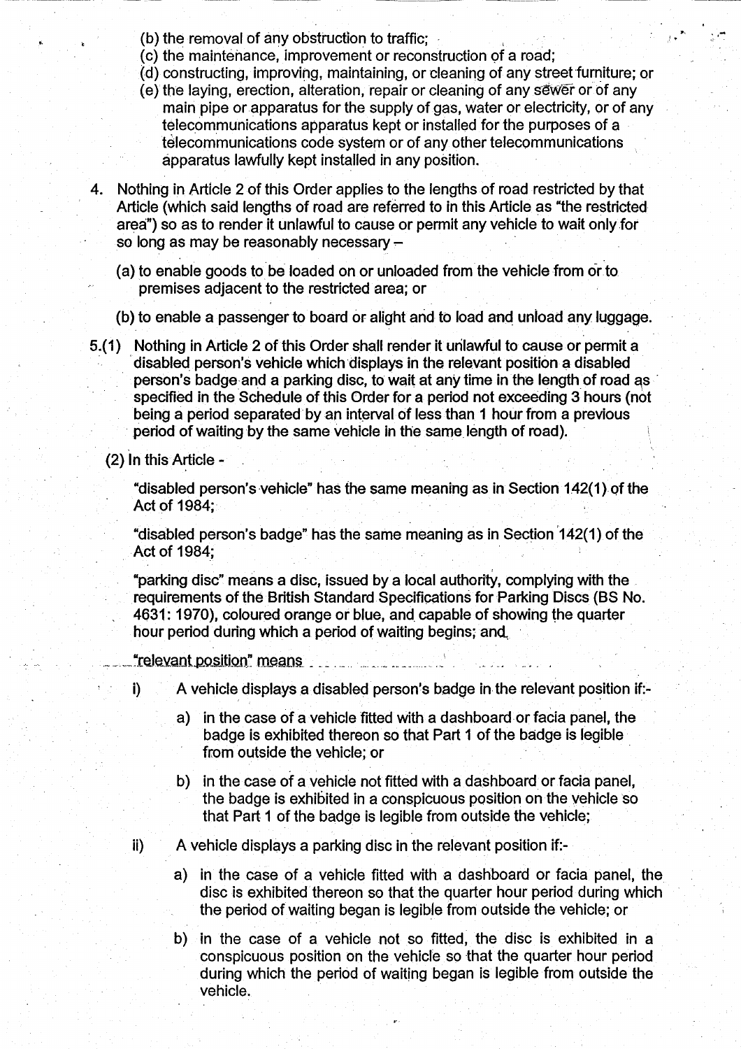(b) the removal of any obstruction to traffic;

(c) the maintenance, improvement or reconstruction of a road;

(d) constructing, improving, maintaining, or cleaning of any street furniture; or

(e) the laying, erection, alteration, repair or cleaning of any sewer or of any main pipe or apparatus for the supply of gas, water or electricity, or of any telecommunications apparatus kept or installed for the purposes of a telecommunications code system or of any other telecommunications apparatus lawfully kept installed in any position.

4. Nothing in Article 2 of this Order applies to the lengths of road restricted by that Article (which said lengths of road are referred to in this Article as "the restricted area") so as to render it unlawful to cause or permit any vehicle to wait only for so long as may be reasonably necessary –

   (a) to enable goods to be loaded on or unloaded from the vehicle from or to premises adjacent to the restricted area; or

   (b) to enable a passenger to board or alight and to load and unload any luggage.

5.(1) Nothing in Article 2 of this Order shall render it unlawful to cause or permit a disabled person's vehicle which displays in the relevant position a disabled person's badge and a parking disc, to wait at any time in the length of road as specified in the Schedule of this Order for a period not exceeding 3 hours (not being a period separated by an interval of less than 1 hour from a previous period of waiting by the same vehicle in the same length of road).

(2) In this Article -

"disabled person's vehicle" has the same meaning as in Section 142(1) of the Act of 1984;

"disabled person's badge" has the same meaning as in Section 142(1) of the Act of 1984;

"parking disc" means a disc, issued by a local authority, complying with the requirements of the British Standard Specifications for Parking Discs (BS No. 4631: 1970), coloured orange or blue, and capable of showing the quarter hour period during which a period of waiting begins; and

"relevant position" means

i) A vehicle displays a disabled person's badge in the relevant position if:-

   a) in the case of a vehicle fitted with a dashboard or facia panel, the badge is exhibited thereon so that Part 1 of the badge is legible from outside the vehicle; or

   b) in the case of a vehicle not fitted with a dashboard or facia panel, the badge is exhibited in a conspicuous position on the vehicle so that Part 1 of the badge is legible from outside the vehicle;

ii) A vehicle displays a parking disc in the relevant position if:-

   a) in the case of a vehicle fitted with a dashboard or facia panel, the disc is exhibited thereon so that the quarter hour period during which the period of waiting began is legible from outside the vehicle; or

   b) in the case of a vehicle not so fitted, the disc is exhibited in a conspicuous position on the vehicle so that the quarter hour period during which the period of waiting began is legible from outside the vehicle.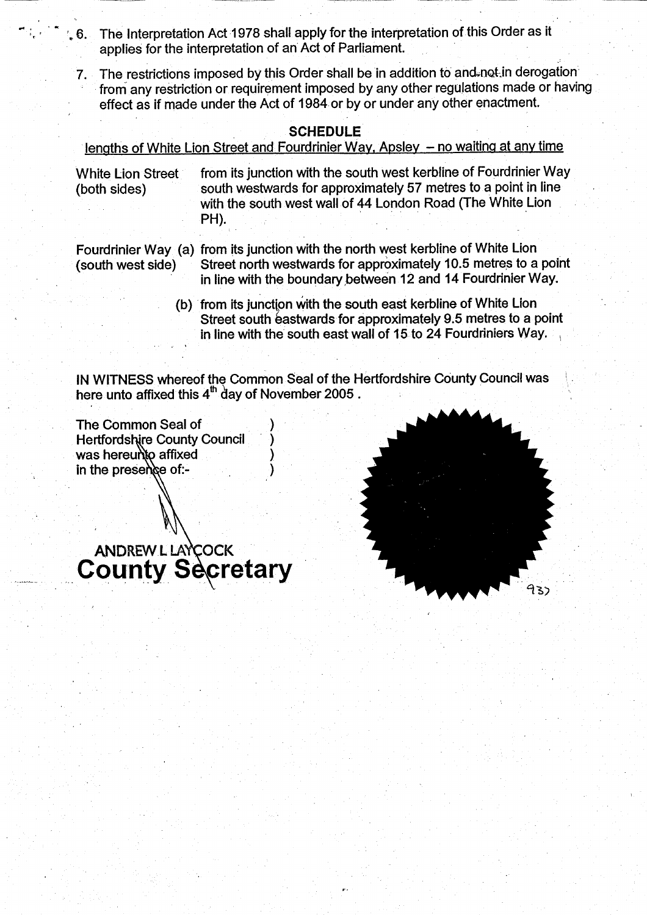6. The Interpretation Act 1978 shall apply for the interpretation of this Order as it applies for the interpretation of an Act of Parliament.

7. The restrictions imposed by this Order shall be in addition to and not in derogation from any restriction or requirement imposed by any other regulations made or having effect as if made under the Act of 1984 or by or under any other enactment.

## SCHEDULE

lengths of White Lion Street and Fourdrinier Way, Apsley – no waiting at any time

| | |
|---|---|
| White Lion Street (both sides) | from its junction with the south west kerbline of Fourdrinier Way south westwards for approximately 57 metres to a point in line with the south west wall of 44 London Road (The White Lion PH). |
| Fourdrinier Way (south west side) | (a) from its junction with the north west kerbline of White Lion Street north westwards for approximately 10.5 metres to a point in line with the boundary between 12 and 14 Fourdrinier Way. |
| | (b) from its junction with the south east kerbline of White Lion Street south eastwards for approximately 9.5 metres to a point in line with the south east wall of 15 to 24 Fourdriniers Way. |

IN WITNESS whereof the Common Seal of the Hertfordshire County Council was here unto affixed this 4th day of November 2005 .

The Common Seal of Hertfordshire County Council was hereunto affixed in the presence of:-

ANDREW L LAYCOCK
**County Secretary**

937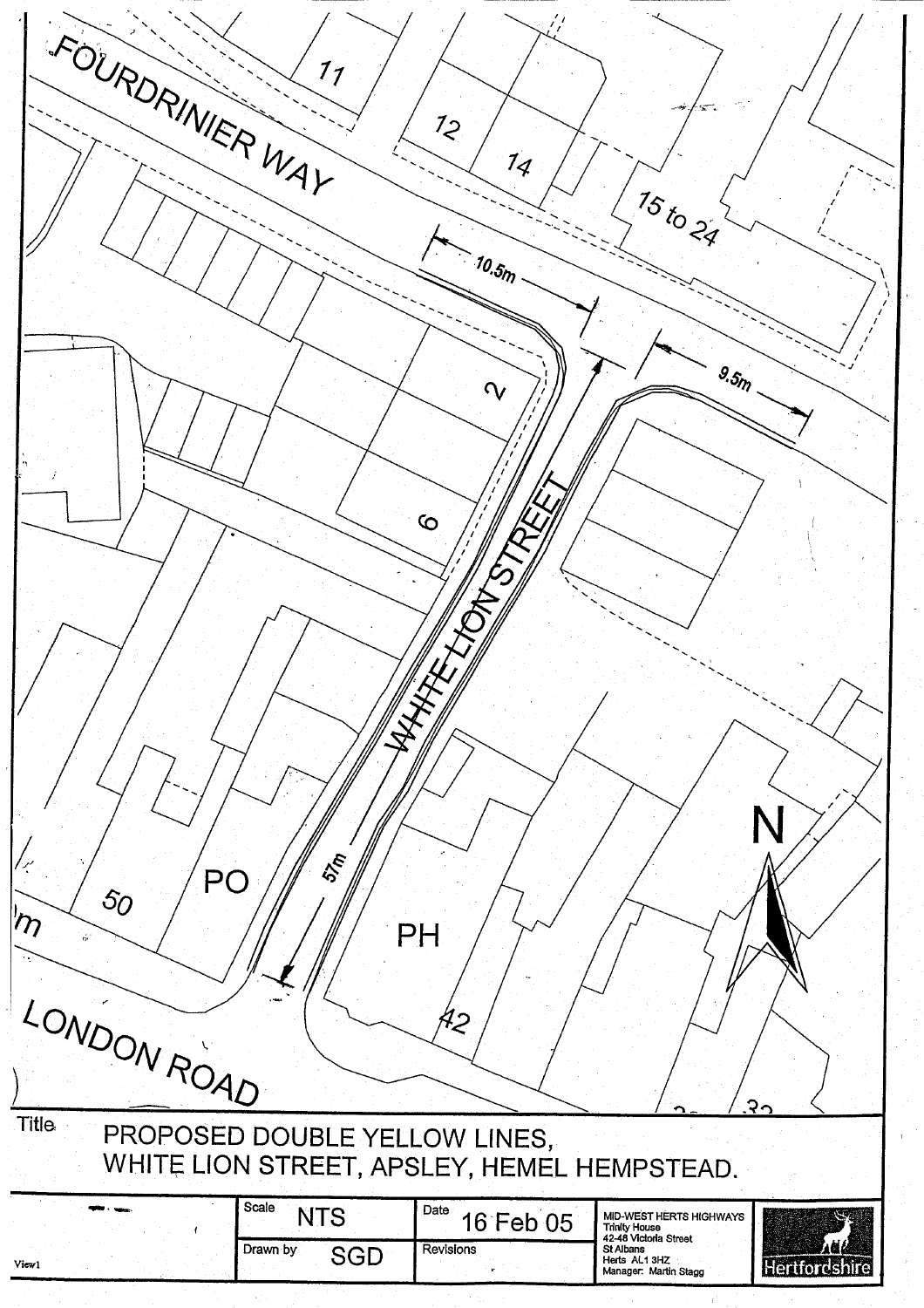FOURDRINIER WAY

11

12

14

15 to 24

10.5m

9.5m

2

6

WHITE LION STREET

57m

PO

50

PH

42

LONDON ROAD

N

Title PROPOSED DOUBLE YELLOW LINES, WHITE LION STREET, APSLEY, HEMEL HEMPSTEAD.

| | | | |
|---|---|---|---|
| Scale NTS | Date 16 Feb 05 | MID-WEST HERTS HIGHWAYS<br>Trinity House<br>42-48 Victoria Street<br>St Albans<br>Herts AL1 3HZ<br>Manager: Martin Stagg | Hertfordshire |
| Drawn by SGD | Revisions | | |

View1